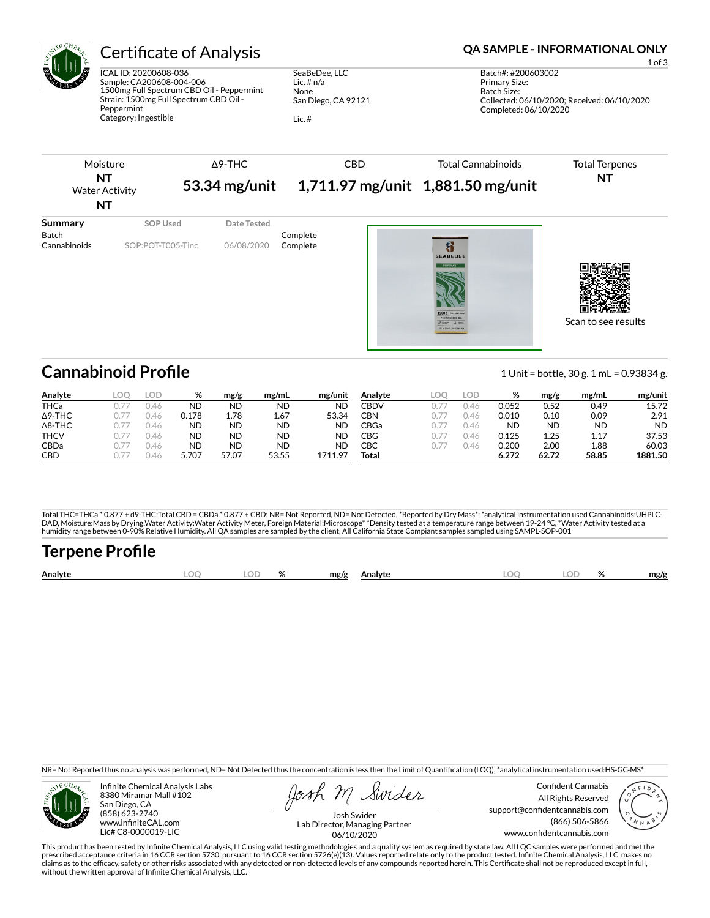# Certificate of Analysis

**QA SAMPLE - INFORMATIONAL ONLY**

ICAL ID: 20200608-036
Sample: CA200608-004-006
1500mg Full Spectrum CBD Oil - Peppermint
Strain: 1500mg Full Spectrum CBD Oil - Peppermint
Category: Ingestible

SeaBeDee, LLC
Lic. # n/a
None
San Diego, CA 92121

Lic. #

Batch#: #200603002
Primary Size:
Batch Size:
Collected: 06/10/2020; Received: 06/10/2020
Completed: 06/10/2020

| Moisture | Δ9-THC | CBD | Total Cannabinoids | Total Terpenes |
|---|---|---|---|---|
| NT | 53.34 mg/unit | 1,711.97 mg/unit | 1,881.50 mg/unit | NT |
| Water Activity NT | | | | |

| Summary | SOP Used | Date Tested | |
|---|---|---|---|
| Batch | | | Complete |
| Cannabinoids | SOP:POT-T005-Tinc | 06/08/2020 | Complete |

Scan to see results

## Cannabinoid Profile

1 Unit = bottle, 30 g. 1 mL = 0.93834 g.

| Analyte | LOQ | LOD | % | mg/g | mg/mL | mg/unit |
|---|---|---|---|---|---|---|
| THCa | 0.77 | 0.46 | ND | ND | ND | ND |
| Δ9-THC | 0.77 | 0.46 | 0.178 | 1.78 | 1.67 | 53.34 |
| Δ8-THC | 0.77 | 0.46 | ND | ND | ND | ND |
| THCV | 0.77 | 0.46 | ND | ND | ND | ND |
| CBDa | 0.77 | 0.46 | ND | ND | ND | ND |
| CBD | 0.77 | 0.46 | 5.707 | 57.07 | 53.55 | 1711.97 |
| CBDV | 0.77 | 0.46 | 0.052 | 0.52 | 0.49 | 15.72 |
| CBN | 0.77 | 0.46 | 0.010 | 0.10 | 0.09 | 2.91 |
| CBGa | 0.77 | 0.46 | ND | ND | ND | ND |
| CBG | 0.77 | 0.46 | 0.125 | 1.25 | 1.17 | 37.53 |
| CBC | 0.77 | 0.46 | 0.200 | 2.00 | 1.88 | 60.03 |
| **Total** | | | **6.272** | **62.72** | **58.85** | **1881.50** |

Total THC=THCa * 0.877 + d9-THC;Total CBD = CBDa * 0.877 + CBD; NR= Not Reported, ND= Not Detected, *Reported by Dry Mass*; *analytical instrumentation used Cannabinoids:UHPLC-DAD, Moisture:Mass by Drying,Water Activity:Water Activity Meter, Foreign Material:Microscope* *Density tested at a temperature range between 19-24 °C, *Water Activity tested at a humidity range between 0-90% Relative Humidity. All QA samples are sampled by the client, All California State Compiant samples sampled using SAMPL-SOP-001

## Terpene Profile

| Analyte | LOQ | LOD | % | mg/g | Analyte | LOQ | LOD | % | mg/g |
|---|---|---|---|---|---|---|---|---|---|

NR= Not Reported thus no analysis was performed, ND= Not Detected thus the concentration is less then the Limit of Quantification (LOQ), *analytical instrumentation used:HS-GC-MS*

Infinite Chemical Analysis Labs
8380 Miramar Mall #102
San Diego, CA
(858) 623-2740
www.infiniteCAL.com
Lic# C8-0000019-LIC

Josh Swider
Lab Director, Managing Partner
06/10/2020

Confident Cannabis
All Rights Reserved
support@confidentcannabis.com
(866) 506-5866
www.confidentcannabis.com

This product has been tested by Infinite Chemical Analysis, LLC using valid testing methodologies and a quality system as required by state law. All LQC samples were performed and met the prescribed acceptance criteria in 16 CCR section 5730, pursuant to 16 CCR section 5726(e)(13). Values reported relate only to the product tested. Infinite Chemical Analysis, LLC makes no claims as to the efficacy, safety or other risks associated with any detected or non-detected levels of any compounds reported herein. This Certificate shall not be reproduced except in full, without the written approval of Infinite Chemical Analysis, LLC.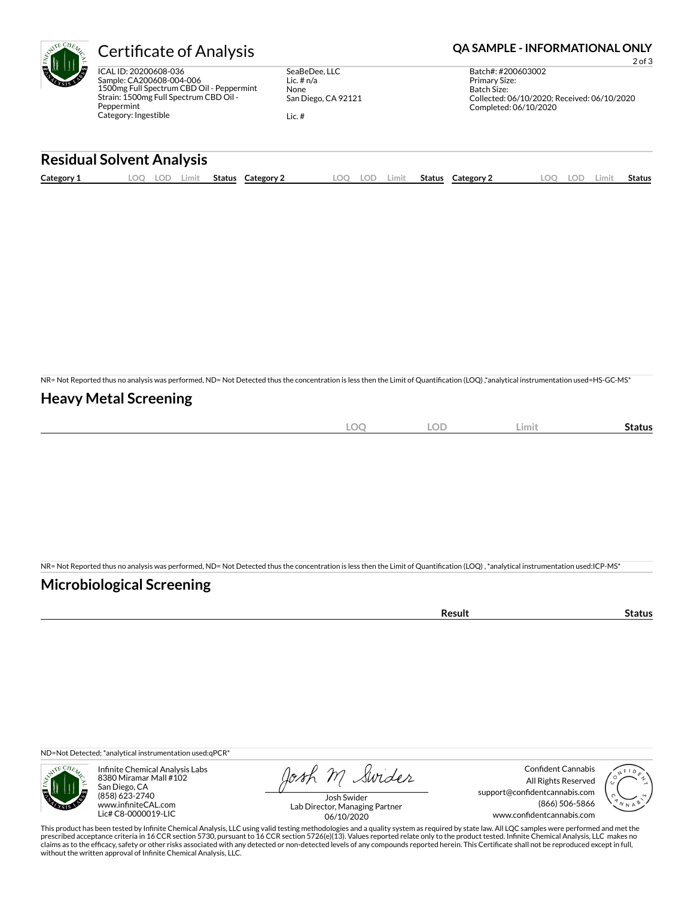# Certificate of Analysis

**QA SAMPLE - INFORMATIONAL ONLY**

ICAL ID: 20200608-036
Sample: CA200608-004-006
1500mg Full Spectrum CBD Oil - Peppermint
Strain: 1500mg Full Spectrum CBD Oil - Peppermint
Category: Ingestible

SeaBeDee, LLC
Lic. # n/a
None
San Diego, CA 92121

Lic. #

Batch#: #200603002
Primary Size:
Batch Size:
Collected: 06/10/2020; Received: 06/10/2020
Completed: 06/10/2020

## Residual Solvent Analysis

| Category 1 | LOQ | LOD | Limit | Status | Category 2 | LOQ | LOD | Limit | Status | Category 2 | LOQ | LOD | Limit | Status |
|---|---|---|---|---|---|---|---|---|---|---|---|---|---|---|

NR= Not Reported thus no analysis was performed, ND= Not Detected thus the concentration is less then the Limit of Quantification (LOQ) ,*analytical instrumentation used=HS-GC-MS*

## Heavy Metal Screening

| | LOQ | LOD | Limit | Status |
|---|---|---|---|---|

NR= Not Reported thus no analysis was performed, ND= Not Detected thus the concentration is less then the Limit of Quantification (LOQ) , *analytical instrumentation used:ICP-MS*

## Microbiological Screening

| | Result | Status |
|---|---|---|

ND=Not Detected; *analytical instrumentation used:qPCR*

Infinite Chemical Analysis Labs
8380 Miramar Mall #102
San Diego, CA
(858) 623-2740
www.infiniteCAL.com
Lic# C8-0000019-LIC

Josh Swider
Lab Director, Managing Partner
06/10/2020

Confident Cannabis
All Rights Reserved
support@confidentcannabis.com
(866) 506-5866
www.confidentcannabis.com

This product has been tested by Infinite Chemical Analysis, LLC using valid testing methodologies and a quality system as required by state law. All LQC samples were performed and met the prescribed acceptance criteria in 16 CCR section 5730, pursuant to 16 CCR section 5726(e)(13). Values reported relate only to the product tested. Infinite Chemical Analysis, LLC makes no claims as to the efficacy, safety or other risks associated with any detected or non-detected levels of any compounds reported herein. This Certificate shall not be reproduced except in full, without the written approval of Infinite Chemical Analysis, LLC.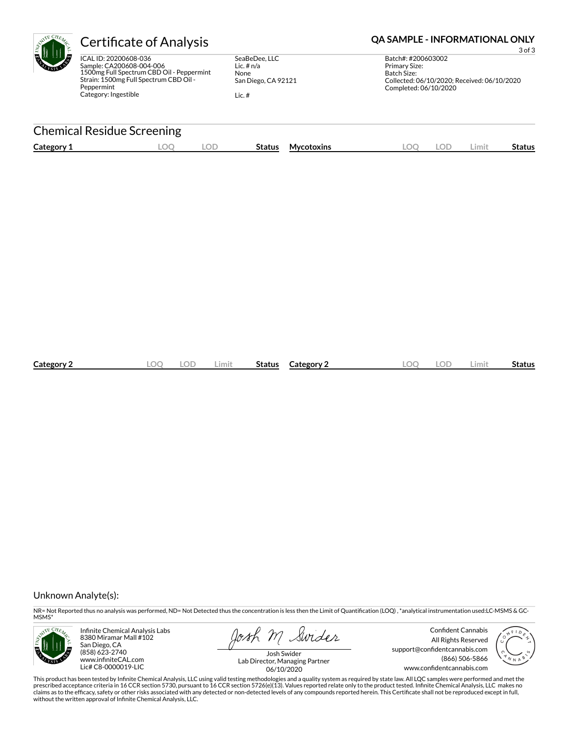# Certificate of Analysis

**QA SAMPLE - INFORMATIONAL ONLY**

ICAL ID: 20200608-036
Sample: CA200608-004-006
1500mg Full Spectrum CBD Oil - Peppermint
Strain: 1500mg Full Spectrum CBD Oil - Peppermint
Category: Ingestible

SeaBeDee, LLC
Lic. # n/a
None
San Diego, CA 92121

Lic. #

Batch#: #200603002
Primary Size:
Batch Size:
Collected: 06/10/2020; Received: 06/10/2020
Completed: 06/10/2020

## Chemical Residue Screening

| Category 1 | LOQ | LOD | Status |
|---|---|---|---|

| Mycotoxins | LOQ | LOD | Limit | Status |
|---|---|---|---|---|

| Category 2 | LOQ | LOD | Limit | Status |
|---|---|---|---|---|

| Category 2 | LOQ | LOD | Limit | Status |
|---|---|---|---|---|

Unknown Analyte(s):

NR= Not Reported thus no analysis was performed, ND= Not Detected thus the concentration is less then the Limit of Quantification (LOQ) , *analytical instrumentation used:LC-MSMS & GC-MSMS*

Infinite Chemical Analysis Labs
8380 Miramar Mall #102
San Diego, CA
(858) 623-2740
www.infiniteCAL.com
Lic# C8-0000019-LIC

Josh Swider
Lab Director, Managing Partner
06/10/2020

Confident Cannabis
All Rights Reserved
support@confidentcannabis.com
(866) 506-5866
www.confidentcannabis.com

This product has been tested by Infinite Chemical Analysis, LLC using valid testing methodologies and a quality system as required by state law. All LQC samples were performed and met the prescribed acceptance criteria in 16 CCR section 5730, pursuant to 16 CCR section 5726(e)(13). Values reported relate only to the product tested. Infinite Chemical Analysis, LLC makes no claims as to the efficacy, safety or other risks associated with any detected or non-detected levels of any compounds reported herein. This Certificate shall not be reproduced except in full, without the written approval of Infinite Chemical Analysis, LLC.